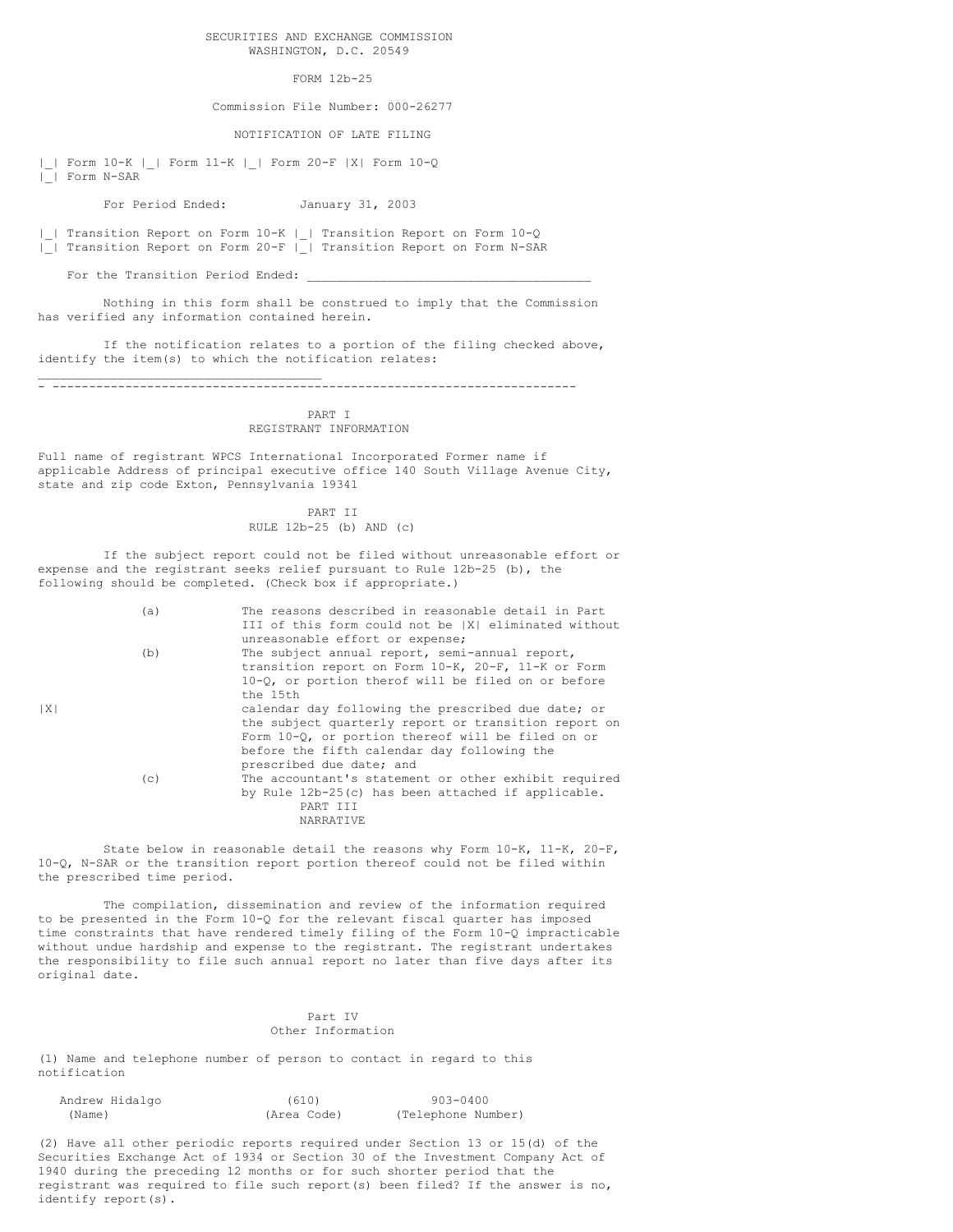SECURITIES AND EXCHANGE COMMISSION
WASHINGTON, D.C. 20549

FORM 12b-25

Commission File Number: 000-26277

NOTIFICATION OF LATE FILING

|_| Form 10-K |_| Form 11-K |_| Form 20-F |X| Form 10-Q
|_| Form N-SAR

For Period Ended: January 31, 2003

|_| Transition Report on Form 10-K |_| Transition Report on Form 10-Q
|_| Transition Report on Form 20-F |_| Transition Report on Form N-SAR

For the Transition Period Ended: ____________________________________

Nothing in this form shall be construed to imply that the Commission has verified any information contained herein.

If the notification relates to a portion of the filing checked above, identify the item(s) to which the notification relates:

____________________________________

---

## PART I
## REGISTRANT INFORMATION

Full name of registrant WPCS International Incorporated Former name if applicable Address of principal executive office 140 South Village Avenue City, state and zip code Exton, Pennsylvania 19341

## PART II
## RULE 12b-25 (b) AND (c)

If the subject report could not be filed without unreasonable effort or expense and the registrant seeks relief pursuant to Rule 12b-25 (b), the following should be completed. (Check box if appropriate.)

|X|

(a) The reasons described in reasonable detail in Part III of this form could not be |X| eliminated without unreasonable effort or expense;

(b) The subject annual report, semi-annual report, transition report on Form 10-K, 20-F, 11-K or Form 10-Q, or portion therof will be filed on or before the 15th calendar day following the prescribed due date; or the subject quarterly report or transition report on Form 10-Q, or portion thereof will be filed on or before the fifth calendar day following the prescribed due date; and

(c) The accountant's statement or other exhibit required by Rule 12b-25(c) has been attached if applicable.

## PART III
## NARRATIVE

State below in reasonable detail the reasons why Form 10-K, 11-K, 20-F, 10-Q, N-SAR or the transition report portion thereof could not be filed within the prescribed time period.

The compilation, dissemination and review of the information required to be presented in the Form 10-Q for the relevant fiscal quarter has imposed time constraints that have rendered timely filing of the Form 10-Q impracticable without undue hardship and expense to the registrant. The registrant undertakes the responsibility to file such annual report no later than five days after its original date.

## Part IV
## Other Information

(1) Name and telephone number of person to contact in regard to this notification

| Andrew Hidalgo | (610) | 903-0400 |
|---|---|---|
| (Name) | (Area Code) | (Telephone Number) |

(2) Have all other periodic reports required under Section 13 or 15(d) of the Securities Exchange Act of 1934 or Section 30 of the Investment Company Act of 1940 during the preceding 12 months or for such shorter period that the registrant was required to file such report(s) been filed? If the answer is no, identify report(s).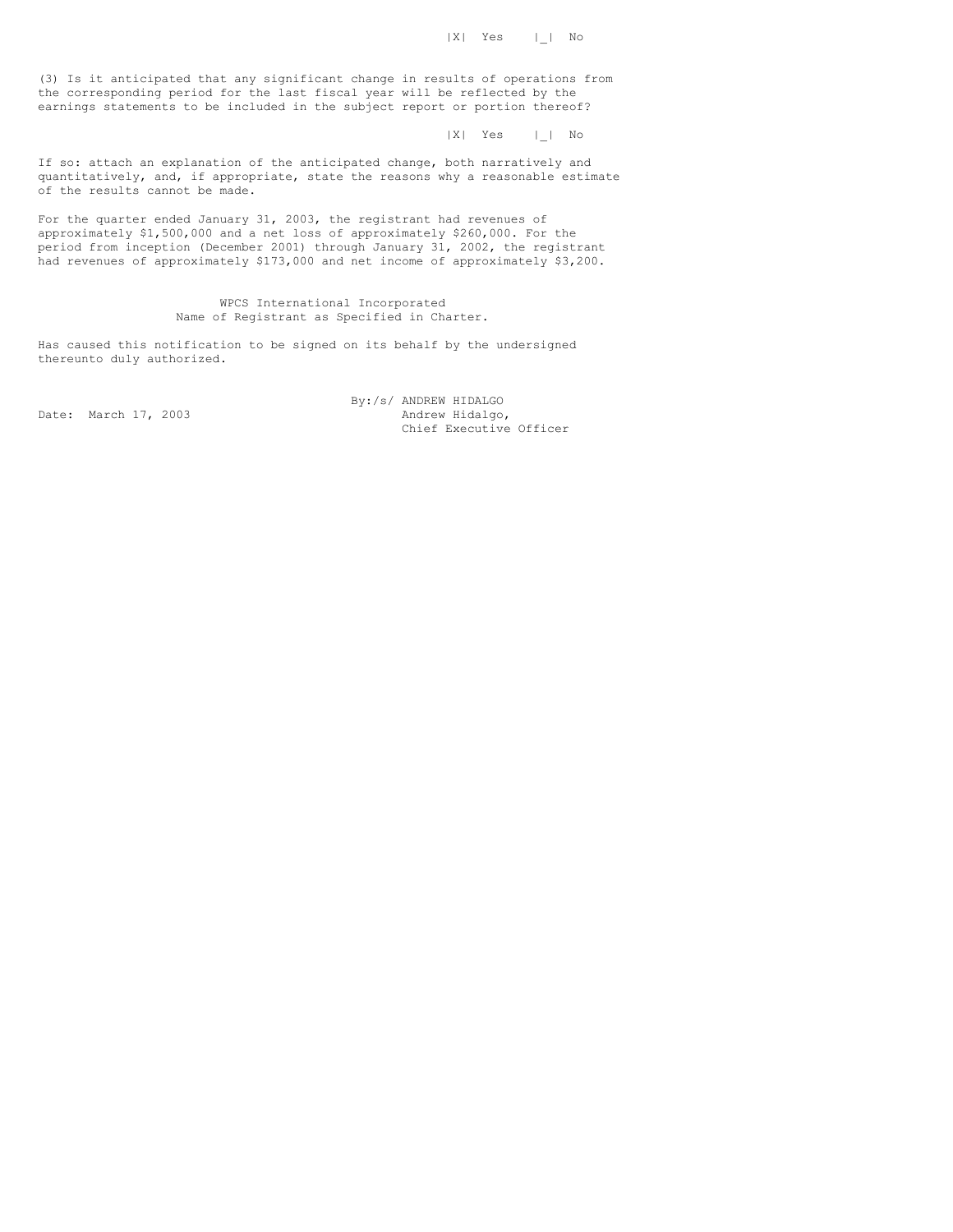|X| Yes |_| No

(3) Is it anticipated that any significant change in results of operations from the corresponding period for the last fiscal year will be reflected by the earnings statements to be included in the subject report or portion thereof?

|X| Yes |_| No

If so: attach an explanation of the anticipated change, both narratively and quantitatively, and, if appropriate, state the reasons why a reasonable estimate of the results cannot be made.

For the quarter ended January 31, 2003, the registrant had revenues of approximately $1,500,000 and a net loss of approximately $260,000. For the period from inception (December 2001) through January 31, 2002, the registrant had revenues of approximately $173,000 and net income of approximately $3,200.

WPCS International Incorporated
Name of Registrant as Specified in Charter.

Has caused this notification to be signed on its behalf by the undersigned thereunto duly authorized.

Date: March 17, 2003

By:/s/ ANDREW HIDALGO
Andrew Hidalgo,
Chief Executive Officer